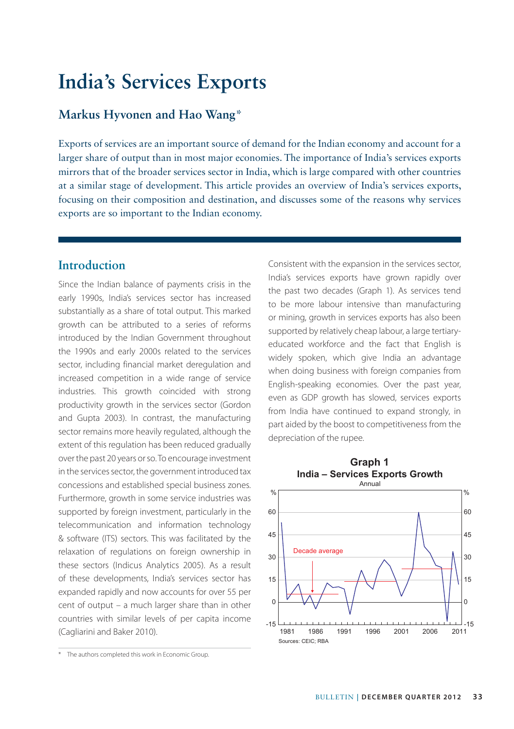# India's Services Exports

## Markus Hyvonen and Hao Wang*

Exports of services are an important source of demand for the Indian economy and account for a larger share of output than in most major economies. The importance of India's services exports mirrors that of the broader services sector in India, which is large compared with other countries at a similar stage of development. This article provides an overview of India's services exports, focusing on their composition and destination, and discusses some of the reasons why services exports are so important to the Indian economy.

## Introduction

Since the Indian balance of payments crisis in the early 1990s, India's services sector has increased substantially as a share of total output. This marked growth can be attributed to a series of reforms introduced by the Indian Government throughout the 1990s and early 2000s related to the services sector, including financial market deregulation and increased competition in a wide range of service industries. This growth coincided with strong productivity growth in the services sector (Gordon and Gupta 2003). In contrast, the manufacturing sector remains more heavily regulated, although the extent of this regulation has been reduced gradually over the past 20 years or so. To encourage investment in the services sector, the government introduced tax concessions and established special business zones. Furthermore, growth in some service industries was supported by foreign investment, particularly in the telecommunication and information technology & software (ITS) sectors. This was facilitated by the relaxation of regulations on foreign ownership in these sectors (Indicus Analytics 2005). As a result of these developments, India's services sector has expanded rapidly and now accounts for over 55 per cent of output – a much larger share than in other countries with similar levels of per capita income (Cagliarini and Baker 2010).

Consistent with the expansion in the services sector, India's services exports have grown rapidly over the past two decades (Graph 1). As services tend to be more labour intensive than manufacturing or mining, growth in services exports has also been supported by relatively cheap labour, a large tertiary-educated workforce and the fact that English is widely spoken, which give India an advantage when doing business with foreign companies from English-speaking economies. Over the past year, even as GDP growth has slowed, services exports from India have continued to expand strongly, in part aided by the boost to competitiveness from the depreciation of the rupee.

**Graph 1**
**India – Services Exports Growth**
Annual

%
60
45
30
15
0
-15

Decade average

1981 1986 1991 1996 2001 2006 2011

Sources: CEIC; RBA

* The authors completed this work in Economic Group.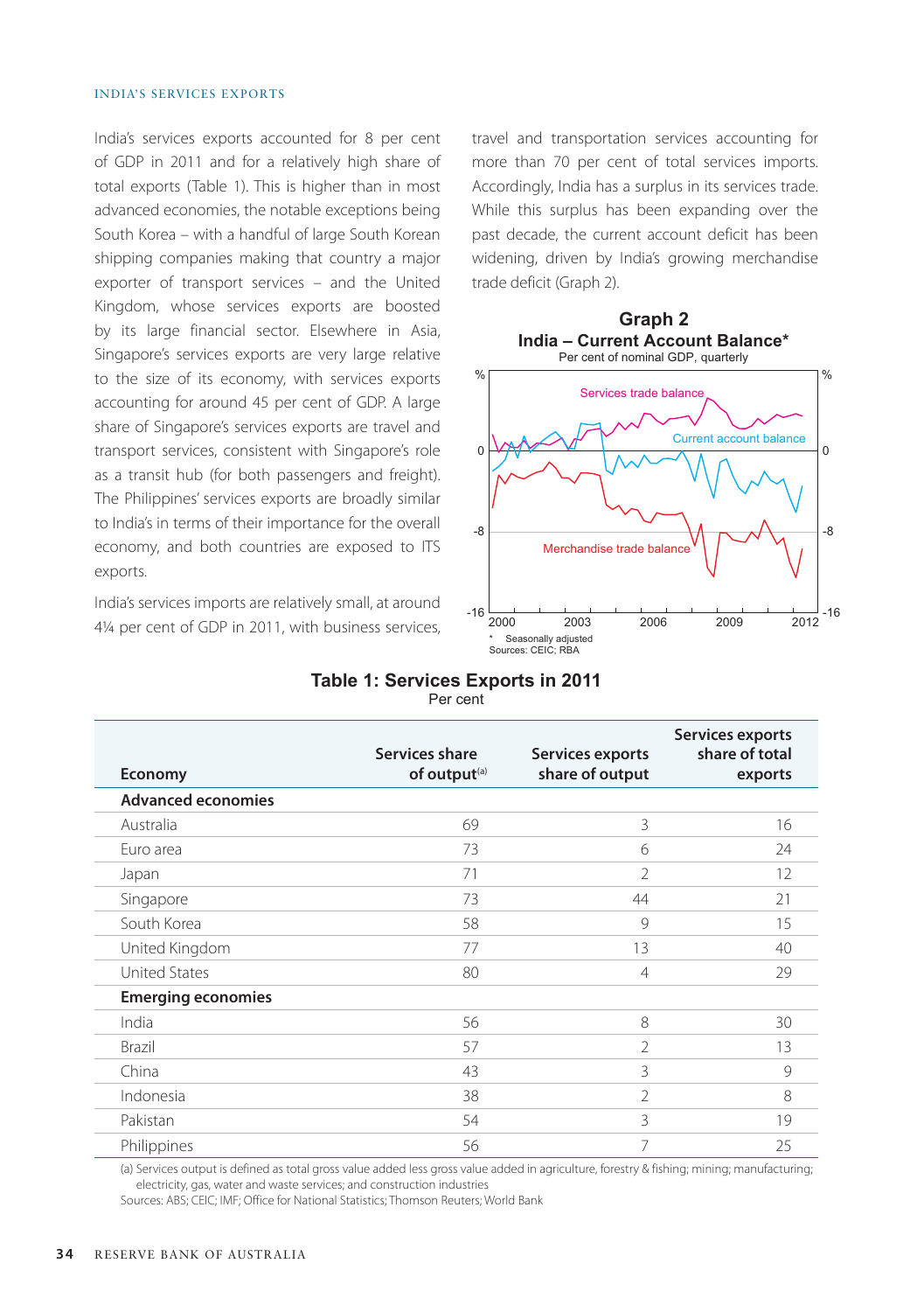India's services exports accounted for 8 per cent of GDP in 2011 and for a relatively high share of total exports (Table 1). This is higher than in most advanced economies, the notable exceptions being South Korea – with a handful of large South Korean shipping companies making that country a major exporter of transport services – and the United Kingdom, whose services exports are boosted by its large financial sector. Elsewhere in Asia, Singapore's services exports are very large relative to the size of its economy, with services exports accounting for around 45 per cent of GDP. A large share of Singapore's services exports are travel and transport services, consistent with Singapore's role as a transit hub (for both passengers and freight). The Philippines' services exports are broadly similar to India's in terms of their importance for the overall economy, and both countries are exposed to ITS exports.

India's services imports are relatively small, at around 4¼ per cent of GDP in 2011, with business services, travel and transportation services accounting for more than 70 per cent of total services imports. Accordingly, India has a surplus in its services trade. While this surplus has been expanding over the past decade, the current account deficit has been widening, driven by India's growing merchandise trade deficit (Graph 2).

**Graph 2**
**India – Current Account Balance***
Per cent of nominal GDP, quarterly

%
Services trade balance
Current account balance
Merchandise trade balance
0
-8
-16
2000 2003 2006 2009 2012

\* Seasonally adjusted
Sources: CEIC; RBA

**Table 1: Services Exports in 2011**
Per cent

| Economy | Services share of output[(a)] | Services exports share of output | Services exports share of total exports |
|---|---|---|---|
| **Advanced economies** | | | |
| Australia | 69 | 3 | 16 |
| Euro area | 73 | 6 | 24 |
| Japan | 71 | 2 | 12 |
| Singapore | 73 | 44 | 21 |
| South Korea | 58 | 9 | 15 |
| United Kingdom | 77 | 13 | 40 |
| United States | 80 | 4 | 29 |
| **Emerging economies** | | | |
| India | 56 | 8 | 30 |
| Brazil | 57 | 2 | 13 |
| China | 43 | 3 | 9 |
| Indonesia | 38 | 2 | 8 |
| Pakistan | 54 | 3 | 19 |
| Philippines | 56 | 7 | 25 |

(a) Services output is defined as total gross value added less gross value added in agriculture, forestry & fishing; mining; manufacturing; electricity, gas, water and waste services; and construction industries

Sources: ABS; CEIC; IMF; Office for National Statistics; Thomson Reuters; World Bank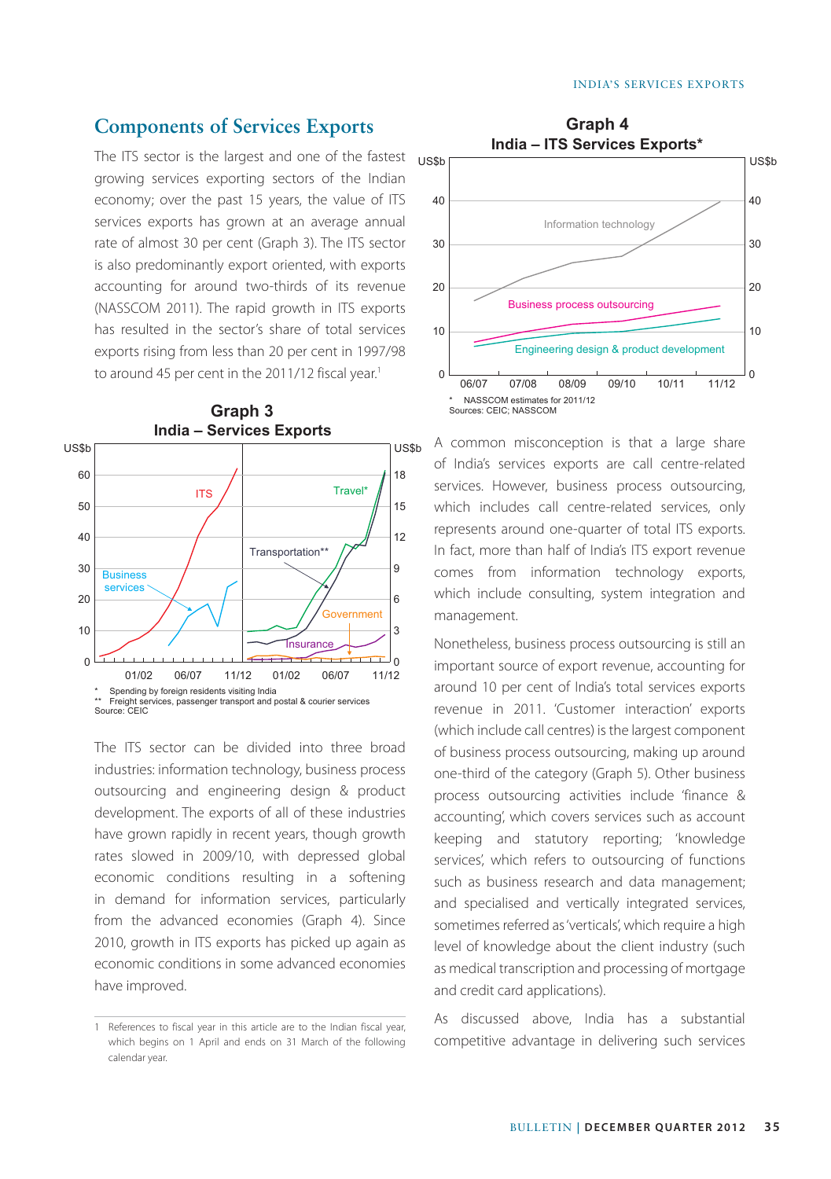## Components of Services Exports

The ITS sector is the largest and one of the fastest growing services exporting sectors of the Indian economy; over the past 15 years, the value of ITS services exports has grown at an average annual rate of almost 30 per cent (Graph 3). The ITS sector is also predominantly export oriented, with exports accounting for around two-thirds of its revenue (NASSCOM 2011). The rapid growth in ITS exports has resulted in the sector's share of total services exports rising from less than 20 per cent in 1997/98 to around 45 per cent in the 2011/12 fiscal year.[1]

**Graph 3**
**India – Services Exports**

US$b
60
50
40
30
20
10
0

ITS
Business services
Travel*
Transportation**
Government
Insurance

US$b
18
15
12
9
6
3
0

01/02 06/07 11/12 01/02 06/07 11/12

\* Spending by foreign residents visiting India
\*\* Freight services, passenger transport and postal & courier services
Source: CEIC

The ITS sector can be divided into three broad industries: information technology, business process outsourcing and engineering design & product development. The exports of all of these industries have grown rapidly in recent years, though growth rates slowed in 2009/10, with depressed global economic conditions resulting in a softening in demand for information services, particularly from the advanced economies (Graph 4). Since 2010, growth in ITS exports has picked up again as economic conditions in some advanced economies have improved.

**Graph 4**
**India – ITS Services Exports***

US$b
40
30
20
10
0

Information technology
Business process outsourcing
Engineering design & product development

US$b
40
30
20
10
0

06/07 07/08 08/09 09/10 10/11 11/12

\* NASSCOM estimates for 2011/12
Sources: CEIC; NASSCOM

A common misconception is that a large share of India's services exports are call centre-related services. However, business process outsourcing, which includes call centre-related services, only represents around one-quarter of total ITS exports. In fact, more than half of India's ITS export revenue comes from information technology exports, which include consulting, system integration and management.

Nonetheless, business process outsourcing is still an important source of export revenue, accounting for around 10 per cent of India's total services exports revenue in 2011. 'Customer interaction' exports (which include call centres) is the largest component of business process outsourcing, making up around one-third of the category (Graph 5). Other business process outsourcing activities include 'finance & accounting', which covers services such as account keeping and statutory reporting; 'knowledge services', which refers to outsourcing of functions such as business research and data management; and specialised and vertically integrated services, sometimes referred to as 'verticals', which require a high level of knowledge about the client industry (such as medical transcription and processing of mortgage and credit card applications).

As discussed above, India has a substantial competitive advantage in delivering such services

---

1 References to fiscal year in this article are to the Indian fiscal year, which begins on 1 April and ends on 31 March of the following calendar year.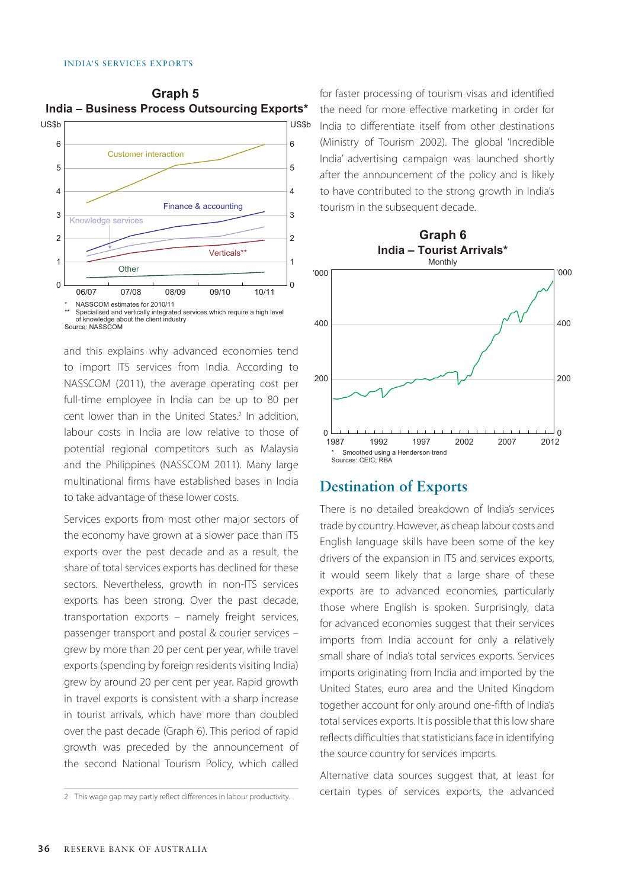**Graph 5**
**India – Business Process Outsourcing Exports***

US$b
US$b
6
5
4
3
2
1
0
Customer interaction
Finance & accounting
Knowledge services
Verticals**
Other
06/07
07/08
08/09
09/10
10/11

\* NASSCOM estimates for 2010/11
\*\* Specialised and vertically integrated services which require a high level of knowledge about the client industry
Source: NASSCOM

and this explains why advanced economies tend to import ITS services from India. According to NASSCOM (2011), the average operating cost per full-time employee in India can be up to 80 per cent lower than in the United States.[2] In addition, labour costs in India are low relative to those of potential regional competitors such as Malaysia and the Philippines (NASSCOM 2011). Many large multinational firms have established bases in India to take advantage of these lower costs.

Services exports from most other major sectors of the economy have grown at a slower pace than ITS exports over the past decade and as a result, the share of total services exports has declined for these sectors. Nevertheless, growth in non-ITS services exports has been strong. Over the past decade, transportation exports – namely freight services, passenger transport and postal & courier services – grew by more than 20 per cent per year, while travel exports (spending by foreign residents visiting India) grew by around 20 per cent per year. Rapid growth in travel exports is consistent with a sharp increase in tourist arrivals, which have more than doubled over the past decade (Graph 6). This period of rapid growth was preceded by the announcement of the second National Tourism Policy, which called for faster processing of tourism visas and identified the need for more effective marketing in order for India to differentiate itself from other destinations (Ministry of Tourism 2002). The global 'Incredible India' advertising campaign was launched shortly after the announcement of the policy and is likely to have contributed to the strong growth in India's tourism in the subsequent decade.

**Graph 6**
**India – Tourist Arrivals***
Monthly

'000
'000
400
200
0
1987
1992
1997
2002
2007
2012

\* Smoothed using a Henderson trend
Sources: CEIC; RBA

## Destination of Exports

There is no detailed breakdown of India's services trade by country. However, as cheap labour costs and English language skills have been some of the key drivers of the expansion in ITS and services exports, it would seem likely that a large share of these exports are to advanced economies, particularly those where English is spoken. Surprisingly, data for advanced economies suggest that their services imports from India account for only a relatively small share of India's total services exports. Services imports originating from India and imported by the United States, euro area and the United Kingdom together account for only around one-fifth of India's total services exports. It is possible that this low share reflects difficulties that statisticians face in identifying the source country for services imports.

Alternative data sources suggest that, at least for certain types of services exports, the advanced

2 This wage gap may partly reflect differences in labour productivity.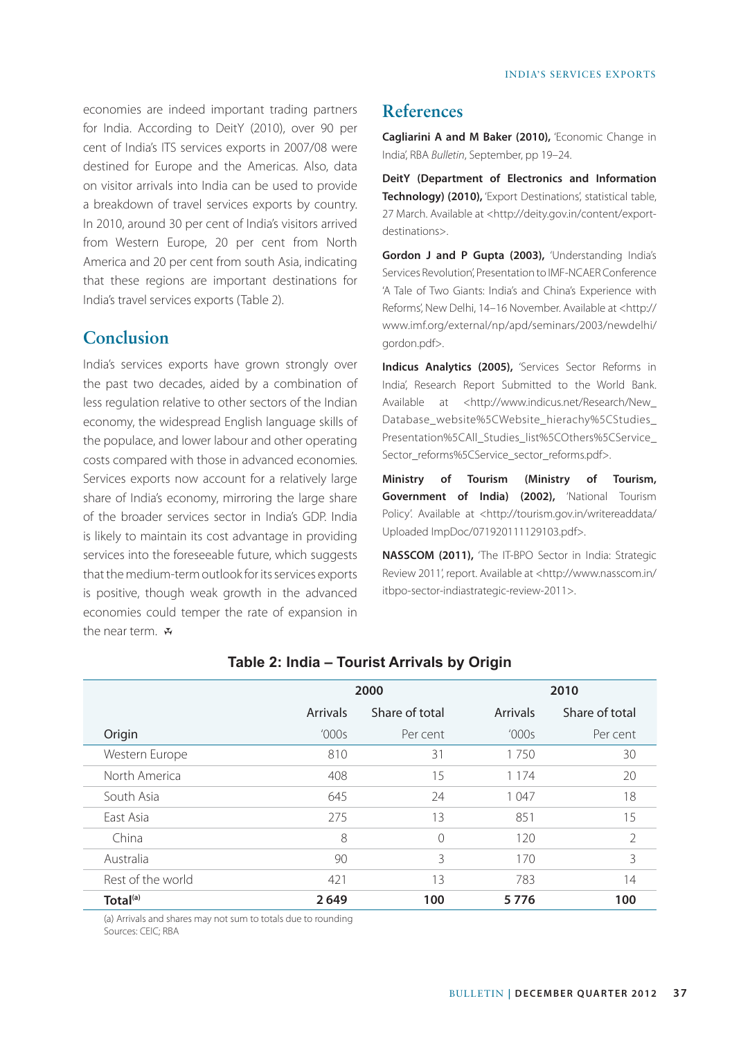economies are indeed important trading partners for India. According to DeitY (2010), over 90 per cent of India's ITS services exports in 2007/08 were destined for Europe and the Americas. Also, data on visitor arrivals into India can be used to provide a breakdown of travel services exports by country. In 2010, around 30 per cent of India's visitors arrived from Western Europe, 20 per cent from North America and 20 per cent from south Asia, indicating that these regions are important destinations for India's travel services exports (Table 2).

## Conclusion

India's services exports have grown strongly over the past two decades, aided by a combination of less regulation relative to other sectors of the Indian economy, the widespread English language skills of the populace, and lower labour and other operating costs compared with those in advanced economies. Services exports now account for a relatively large share of India's economy, mirroring the large share of the broader services sector in India's GDP. India is likely to maintain its cost advantage in providing services into the foreseeable future, which suggests that the medium-term outlook for its services exports is positive, though weak growth in the advanced economies could temper the rate of expansion in the near term.

## References

**Cagliarini A and M Baker (2010),** 'Economic Change in India', RBA *Bulletin*, September, pp 19–24.

**DeitY (Department of Electronics and Information Technology) (2010),** 'Export Destinations', statistical table, 27 March. Available at <http://deity.gov.in/content/export-destinations>.

**Gordon J and P Gupta (2003),** 'Understanding India's Services Revolution', Presentation to IMF-NCAER Conference 'A Tale of Two Giants: India's and China's Experience with Reforms', New Delhi, 14–16 November. Available at <http://www.imf.org/external/np/apd/seminars/2003/newdelhi/gordon.pdf>.

**Indicus Analytics (2005),** 'Services Sector Reforms in India', Research Report Submitted to the World Bank. Available at <http://www.indicus.net/Research/New_Database_website%5CWebsite_hierachy%5CStudies_Presentation%5CAll_Studies_list%5COthers%5CService_Sector_reforms%5CService_sector_reforms.pdf>.

**Ministry of Tourism (Ministry of Tourism, Government of India) (2002),** 'National Tourism Policy'. Available at <http://tourism.gov.in/writereaddata/Uploaded ImpDoc/071920111129103.pdf>.

**NASSCOM (2011),** 'The IT-BPO Sector in India: Strategic Review 2011', report. Available at <http://www.nasscom.in/itbpo-sector-indiastrategic-review-2011>.

**Table 2: India – Tourist Arrivals by Origin**

| | 2000 | | 2010 | |
|---|---|---|---|---|
| | Arrivals | Share of total | Arrivals | Share of total |
| Origin | '000s | Per cent | '000s | Per cent |
| Western Europe | 810 | 31 | 1 750 | 30 |
| North America | 408 | 15 | 1 174 | 20 |
| South Asia | 645 | 24 | 1 047 | 18 |
| East Asia | 275 | 13 | 851 | 15 |
| China | 8 | 0 | 120 | 2 |
| Australia | 90 | 3 | 170 | 3 |
| Rest of the world | 421 | 13 | 783 | 14 |
| **Total[(a)]** | **2 649** | **100** | **5 776** | **100** |

(a) Arrivals and shares may not sum to totals due to rounding
Sources: CEIC; RBA